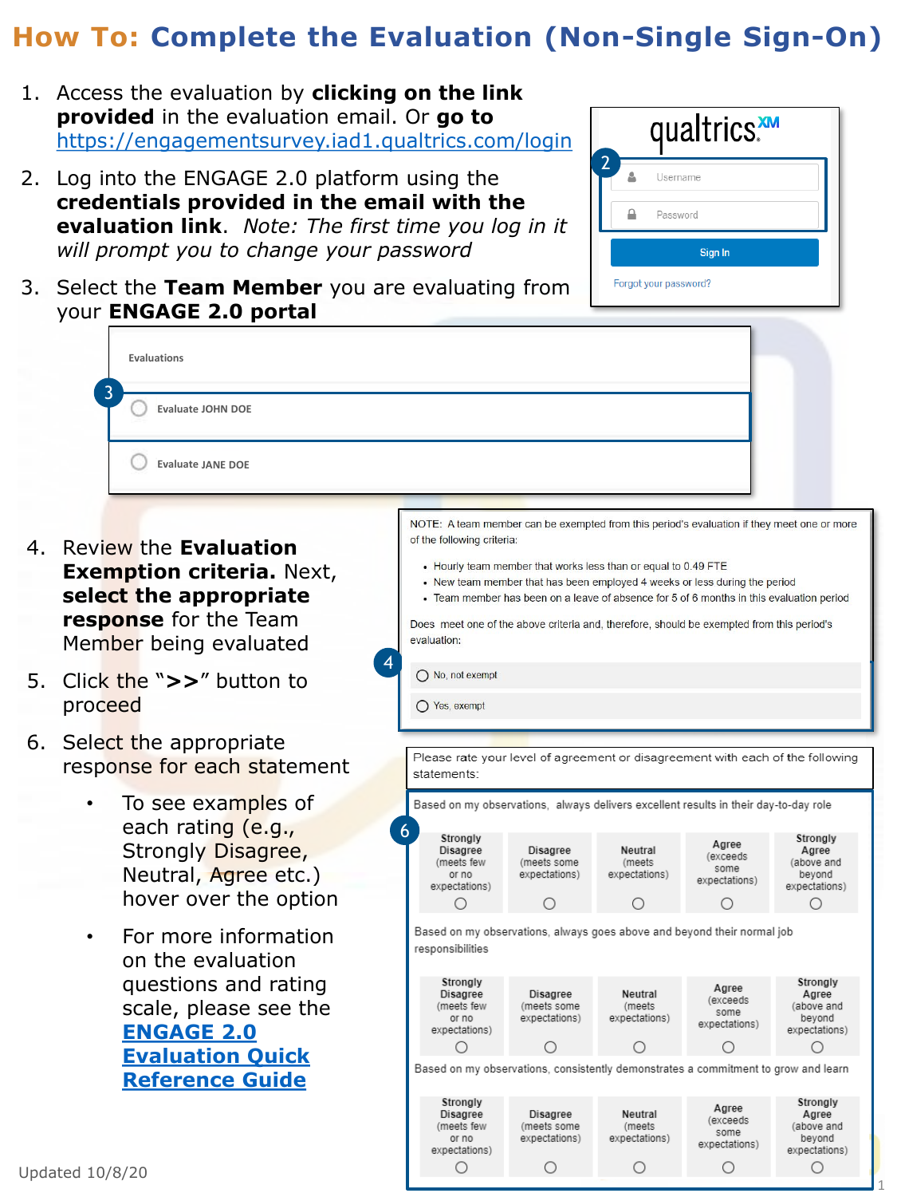# How To: Complete the Evaluation (Non-Single Sign-On)

1. Access the evaluation by **clicking on the link provided** in the evaluation email. Or **go to** https://engagementsurvey.iad1.qualtrics.com/login
2. Log into the ENGAGE 2.0 platform using the **credentials provided in the email with the evaluation link**. *Note: The first time you log in it will prompt you to change your password*
3. Select the **Team Member** you are evaluating from your **ENGAGE 2.0 portal**

   Evaluations

   - Evaluate JOHN DOE
   - Evaluate JANE DOE

4. Review the **Evaluation Exemption criteria.** Next, **select the appropriate response** for the Team Member being evaluated

   NOTE: A team member can be exempted from this period's evaluation if they meet one or more of the following criteria:

   - Hourly team member that works less than or equal to 0.49 FTE
   - New team member that has been employed 4 weeks or less during the period
   - Team member has been on a leave of absence for 5 of 6 months in this evaluation period

   Does meet one of the above criteria and, therefore, should be exempted from this period's evaluation:

   - No, not exempt
   - Yes, exempt

5. Click the ">>" button to proceed
6. Select the appropriate response for each statement
   - To see examples of each rating (e.g., Strongly Disagree, Neutral, Agree etc.) hover over the option
   - For more information on the evaluation questions and rating scale, please see the **ENGAGE 2.0 Evaluation Quick Reference Guide**

   Please rate your level of agreement or disagreement with each of the following statements:

   Based on my observations, always delivers excellent results in their day-to-day role

   | Strongly Disagree (meets few or no expectations) | Disagree (meets some expectations) | Neutral (meets expectations) | Agree (exceeds some expectations) | Strongly Agree (above and beyond expectations) |
   |---|---|---|---|---|
   | ○ | ○ | ○ | ○ | ○ |

   Based on my observations, always goes above and beyond their normal job responsibilities

   | Strongly Disagree (meets few or no expectations) | Disagree (meets some expectations) | Neutral (meets expectations) | Agree (exceeds some expectations) | Strongly Agree (above and beyond expectations) |
   |---|---|---|---|---|
   | ○ | ○ | ○ | ○ | ○ |

   Based on my observations, consistently demonstrates a commitment to grow and learn

   | Strongly Disagree (meets few or no expectations) | Disagree (meets some expectations) | Neutral (meets expectations) | Agree (exceeds some expectations) | Strongly Agree (above and beyond expectations) |
   |---|---|---|---|---|
   | ○ | ○ | ○ | ○ | ○ |

Updated 10/8/20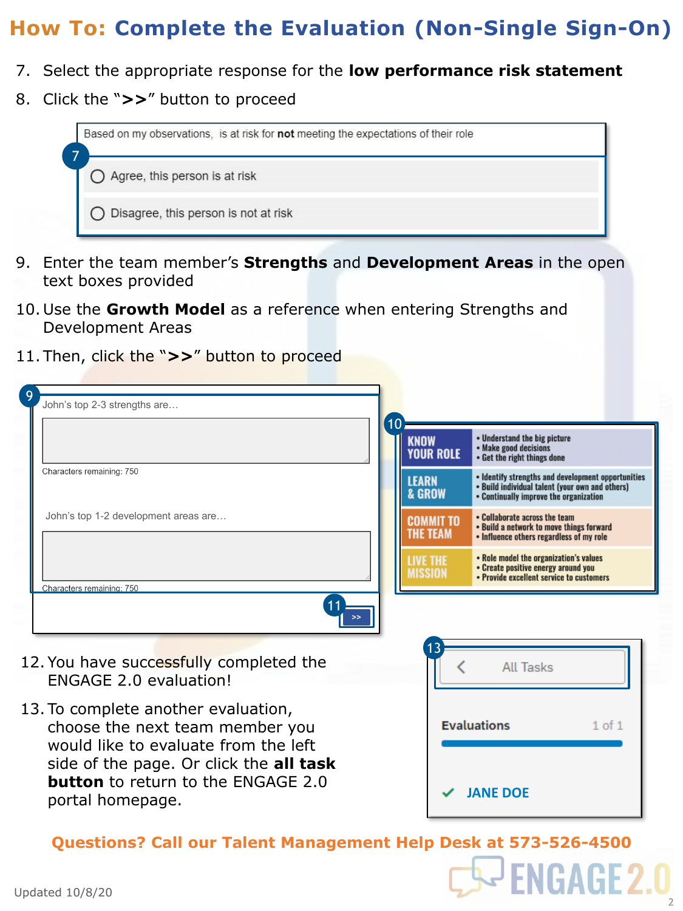# How To: Complete the Evaluation (Non-Single Sign-On)

7. Select the appropriate response for the **low performance risk statement**
8. Click the "**>>**" button to proceed

Based on my observations, is at risk for **not** meeting the expectations of their role

- Agree, this person is at risk
- Disagree, this person is not at risk

9. Enter the team member's **Strengths** and **Development Areas** in the open text boxes provided
10. Use the **Growth Model** as a reference when entering Strengths and Development Areas
11. Then, click the "**>>**" button to proceed

John's top 2-3 strengths are…

Characters remaining: 750

John's top 1-2 development areas are…

Characters remaining: 750

>>

| | |
|---|---|
| KNOW YOUR ROLE | • Understand the big picture<br>• Make good decisions<br>• Get the right things done |
| LEARN & GROW | • Identify strengths and development opportunities<br>• Build individual talent (your own and others)<br>• Continually improve the organization |
| COMMIT TO THE TEAM | • Collaborate across the team<br>• Build a network to move things forward<br>• Influence others regardless of my role |
| LIVE THE MISSION | • Role model the organization's values<br>• Create positive energy around you<br>• Provide excellent service to customers |

12. You have successfully completed the ENGAGE 2.0 evaluation!
13. To complete another evaluation, choose the next team member you would like to evaluate from the left side of the page. Or click the **all task button** to return to the ENGAGE 2.0 portal homepage.

All Tasks

Evaluations 1 of 1

JANE DOE

**Questions? Call our Talent Management Help Desk at 573-526-4500**

Updated 10/8/20

ENGAGE 2.0